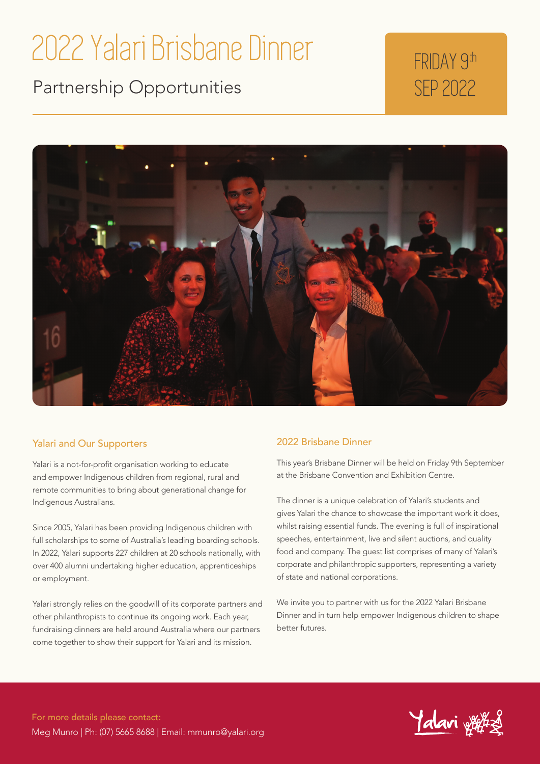# 2022 Yalari Brisbane Dinner

## Partnership Opportunities

FRIDAY 9th SEP 2022

### Yalari and Our Supporters

Yalari is a not-for-profit organisation working to educate and empower Indigenous children from regional, rural and remote communities to bring about generational change for Indigenous Australians.

Since 2005, Yalari has been providing Indigenous children with full scholarships to some of Australia's leading boarding schools. In 2022, Yalari supports 227 children at 20 schools nationally, with over 400 alumni undertaking higher education, apprenticeships or employment.

Yalari strongly relies on the goodwill of its corporate partners and other philanthropists to continue its ongoing work. Each year, fundraising dinners are held around Australia where our partners come together to show their support for Yalari and its mission.

### 2022 Brisbane Dinner

This year's Brisbane Dinner will be held on Friday 9th September at the Brisbane Convention and Exhibition Centre.

The dinner is a unique celebration of Yalari's students and gives Yalari the chance to showcase the important work it does, whilst raising essential funds. The evening is full of inspirational speeches, entertainment, live and silent auctions, and quality food and company. The guest list comprises of many of Yalari's corporate and philanthropic supporters, representing a variety of state and national corporations.

We invite you to partner with us for the 2022 Yalari Brisbane Dinner and in turn help empower Indigenous children to shape better futures.

For more details please contact:
Meg Munro | Ph: (07) 5665 8688 | Email: mmunro@yalari.org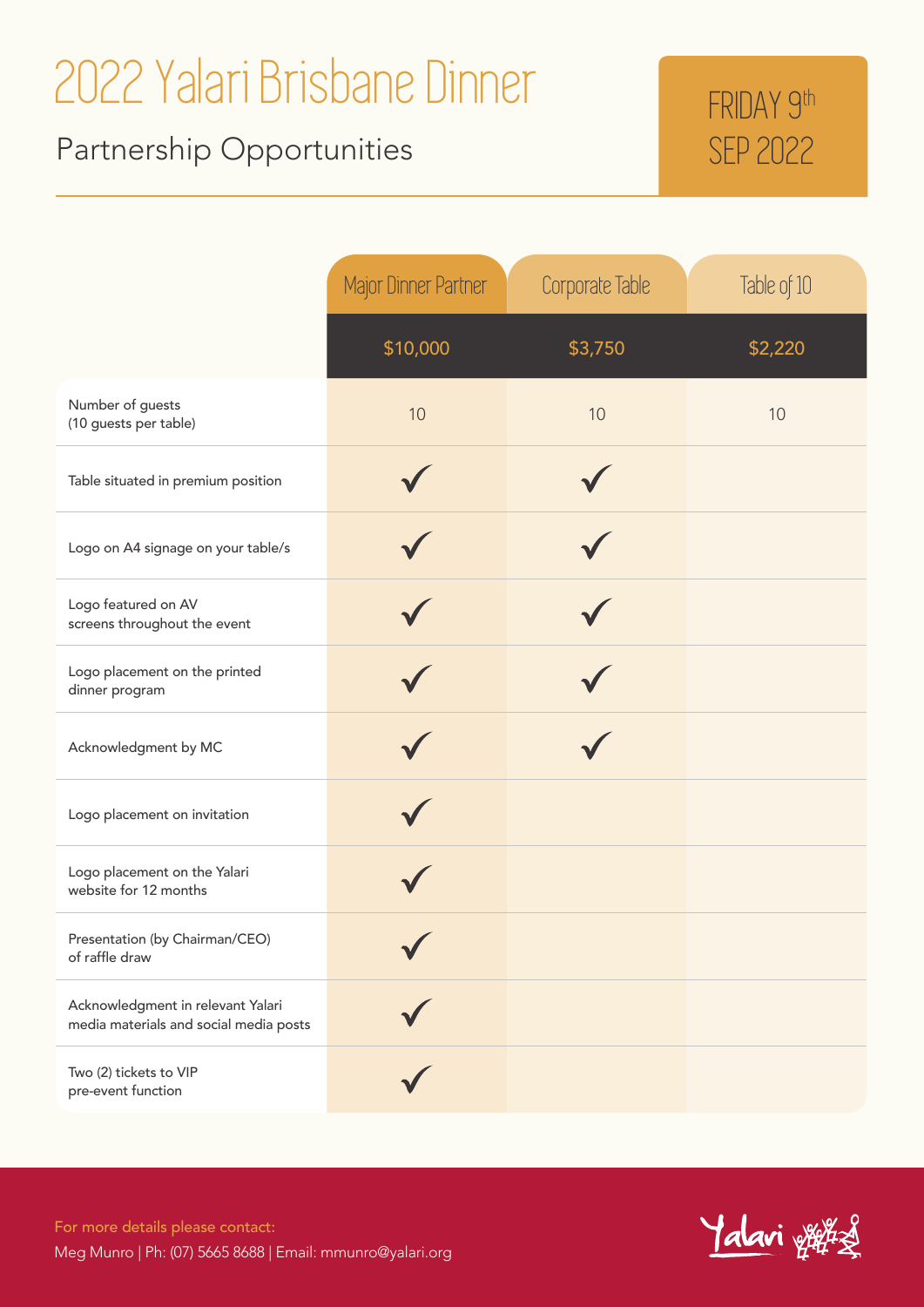# 2022 Yalari Brisbane Dinner

## Partnership Opportunities

FRIDAY 9th SEP 2022

| | Major Dinner Partner | Corporate Table | Table of 10 |
|---|---|---|---|
| | $10,000 | $3,750 | $2,220 |
| Number of guests (10 guests per table) | 10 | 10 | 10 |
| Table situated in premium position | ✓ | ✓ | |
| Logo on A4 signage on your table/s | ✓ | ✓ | |
| Logo featured on AV screens throughout the event | ✓ | ✓ | |
| Logo placement on the printed dinner program | ✓ | ✓ | |
| Acknowledgment by MC | ✓ | ✓ | |
| Logo placement on invitation | ✓ | | |
| Logo placement on the Yalari website for 12 months | ✓ | | |
| Presentation (by Chairman/CEO) of raffle draw | ✓ | | |
| Acknowledgment in relevant Yalari media materials and social media posts | ✓ | | |
| Two (2) tickets to VIP pre-event function | ✓ | | |

For more details please contact:

Meg Munro | Ph: (07) 5665 8688 | Email: mmunro@yalari.org

Yalari